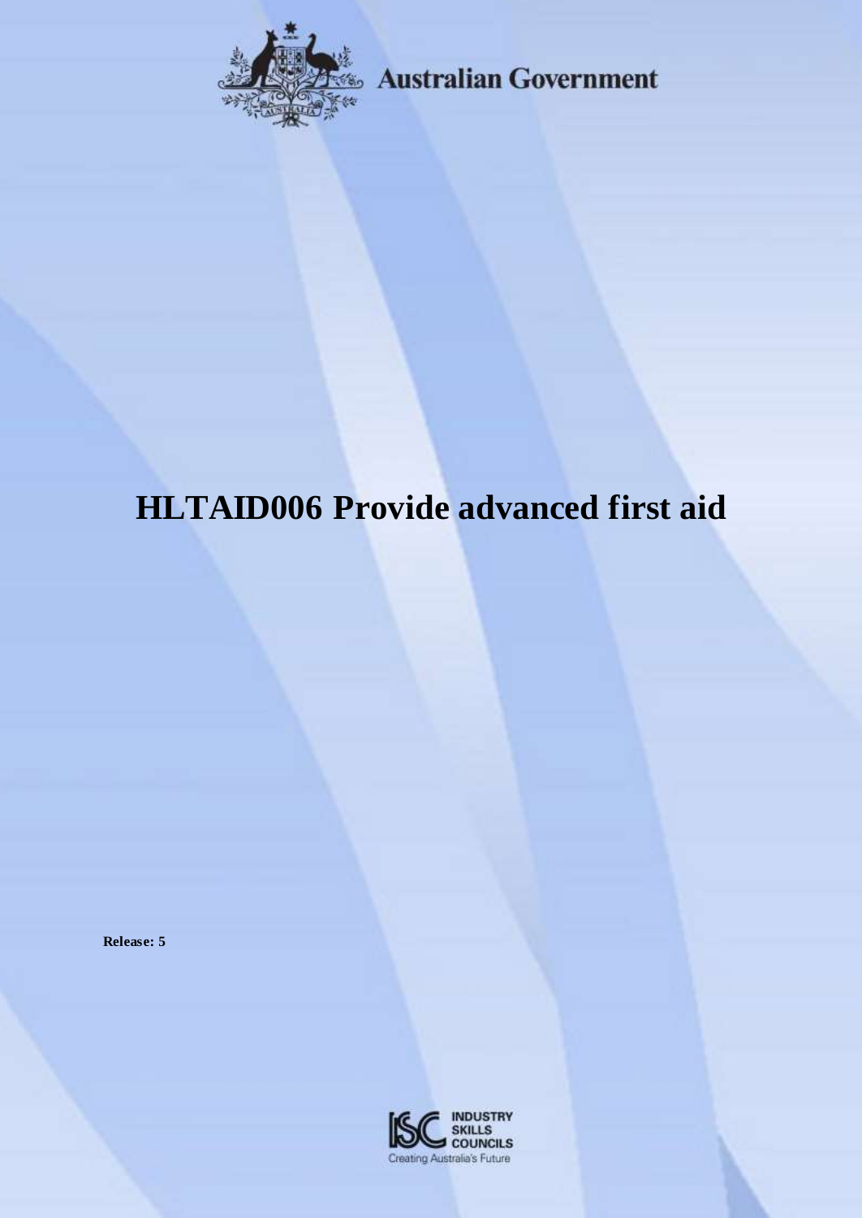Australian Government

# HLTAID006 Provide advanced first aid

**Release: 5**

INDUSTRY SKILLS COUNCILS
Creating Australia's Future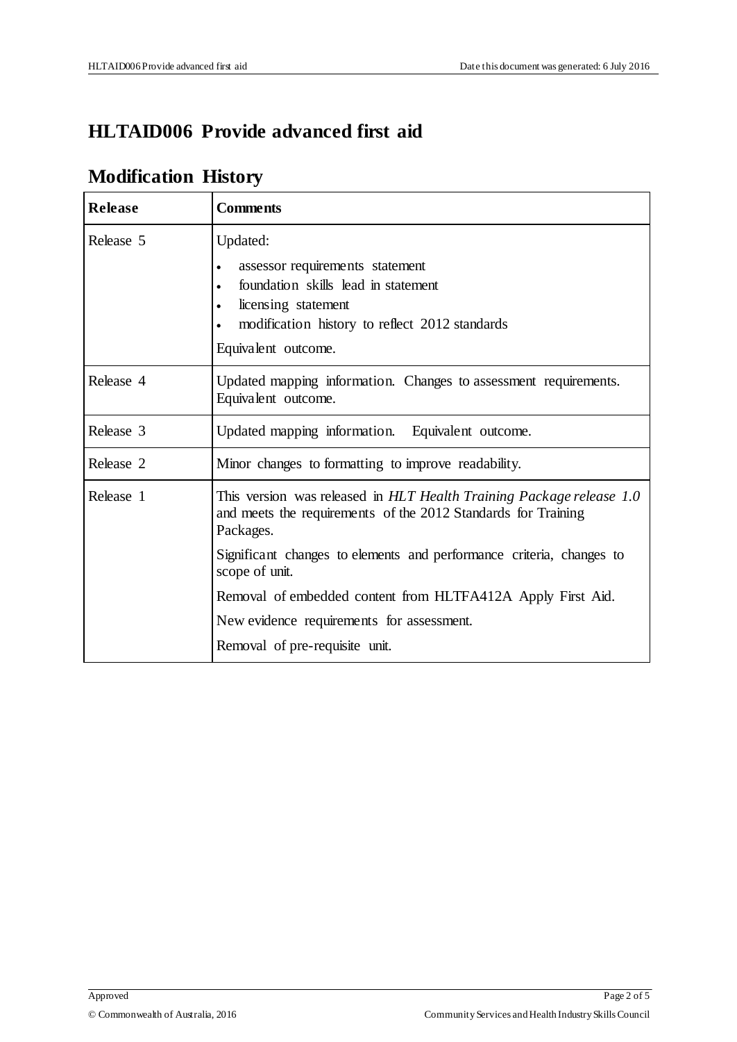# HLTAID006 Provide advanced first aid

## Modification History

| Release | Comments |
|---|---|
| Release 5 | Updated:<br>• assessor requirements statement<br>• foundation skills lead in statement<br>• licensing statement<br>• modification history to reflect 2012 standards<br>Equivalent outcome. |
| Release 4 | Updated mapping information. Changes to assessment requirements. Equivalent outcome. |
| Release 3 | Updated mapping information. Equivalent outcome. |
| Release 2 | Minor changes to formatting to improve readability. |
| Release 1 | This version was released in *HLT Health Training Package release 1.0* and meets the requirements of the 2012 Standards for Training Packages.<br>Significant changes to elements and performance criteria, changes to scope of unit.<br>Removal of embedded content from HLTFA412A Apply First Aid.<br>New evidence requirements for assessment.<br>Removal of pre-requisite unit. |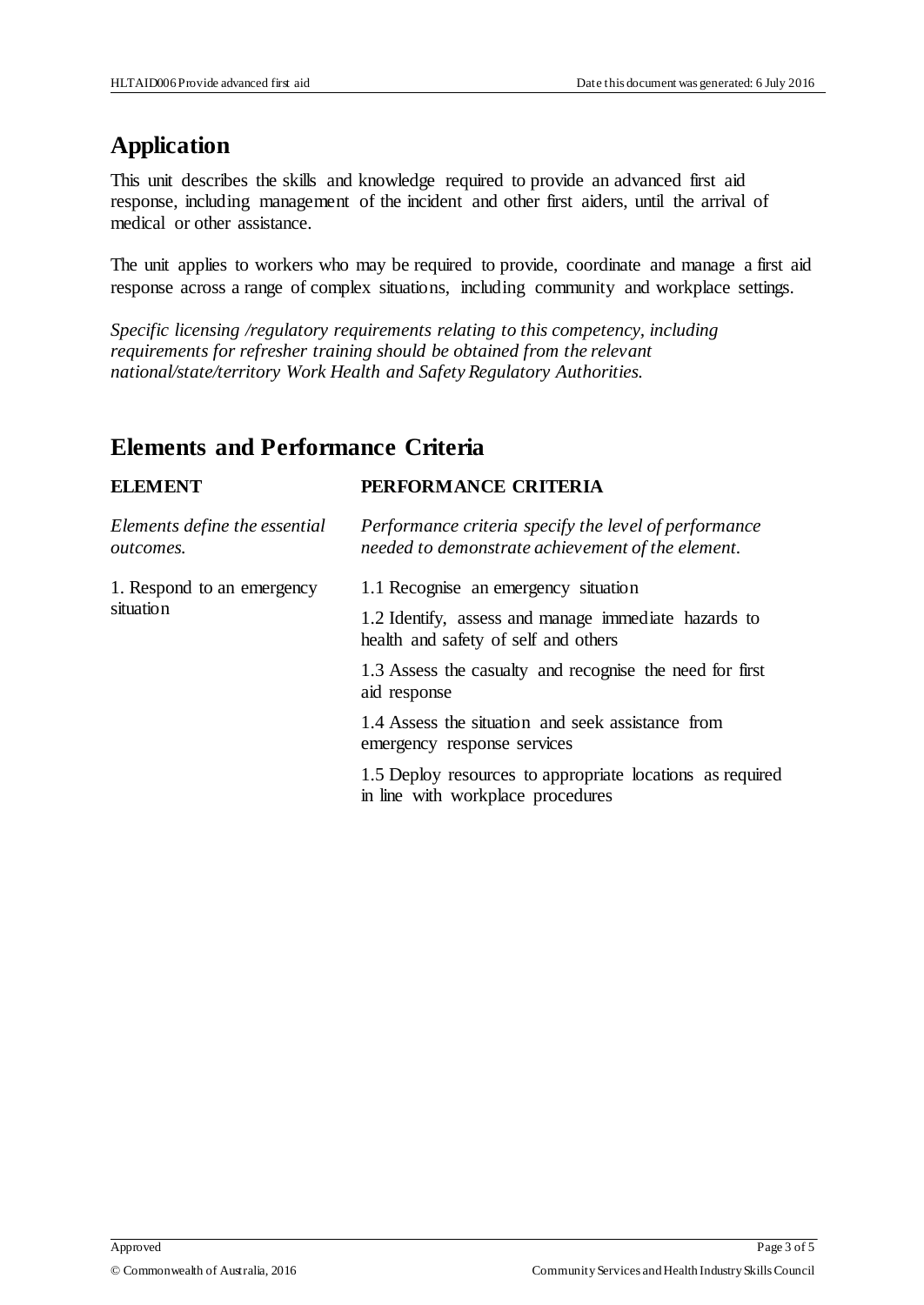## Application

This unit describes the skills and knowledge required to provide an advanced first aid response, including management of the incident and other first aiders, until the arrival of medical or other assistance.

The unit applies to workers who may be required to provide, coordinate and manage a first aid response across a range of complex situations, including community and workplace settings.

*Specific licensing /regulatory requirements relating to this competency, including requirements for refresher training should be obtained from the relevant national/state/territory Work Health and Safety Regulatory Authorities.*

## Elements and Performance Criteria

| ELEMENT | PERFORMANCE CRITERIA |
|---|---|
| *Elements define the essential outcomes.* | *Performance criteria specify the level of performance needed to demonstrate achievement of the element.* |
| 1. Respond to an emergency situation | 1.1 Recognise an emergency situation |
| | 1.2 Identify, assess and manage immediate hazards to health and safety of self and others |
| | 1.3 Assess the casualty and recognise the need for first aid response |
| | 1.4 Assess the situation and seek assistance from emergency response services |
| | 1.5 Deploy resources to appropriate locations as required in line with workplace procedures |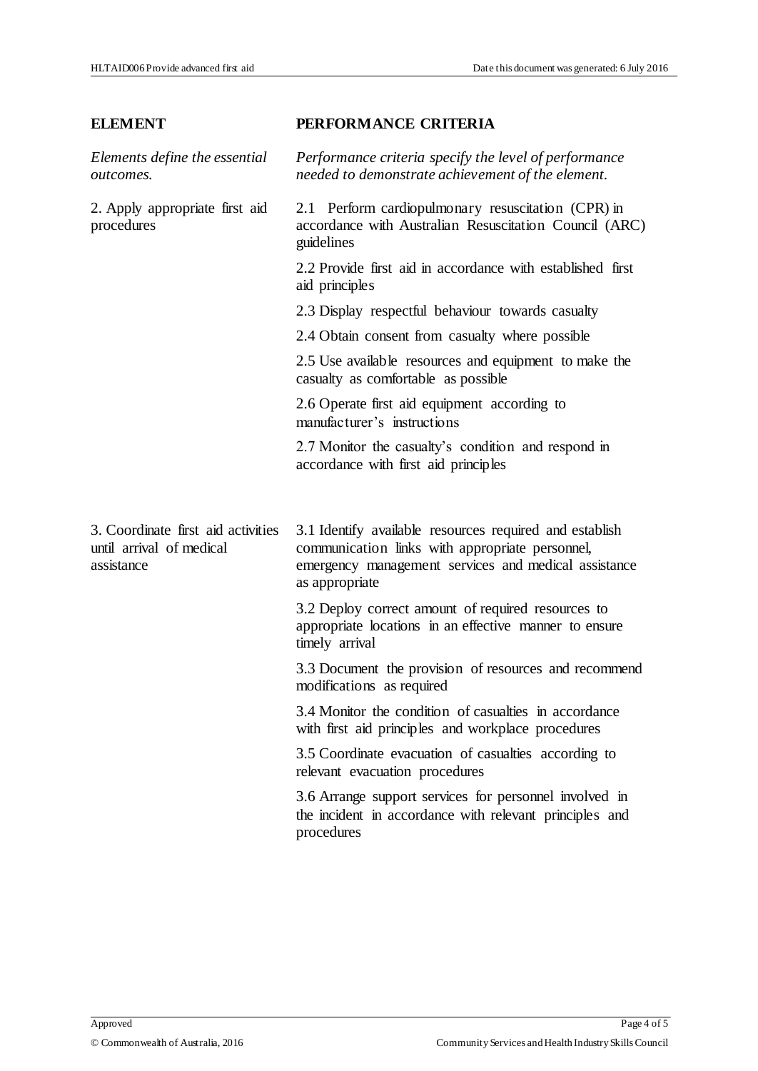| ELEMENT | PERFORMANCE CRITERIA |
|---|---|
| *Elements define the essential outcomes.* | *Performance criteria specify the level of performance needed to demonstrate achievement of the element.* |
| 2. Apply appropriate first aid procedures | 2.1 Perform cardiopulmonary resuscitation (CPR) in accordance with Australian Resuscitation Council (ARC) guidelines |
| | 2.2 Provide first aid in accordance with established first aid principles |
| | 2.3 Display respectful behaviour towards casualty |
| | 2.4 Obtain consent from casualty where possible |
| | 2.5 Use available resources and equipment to make the casualty as comfortable as possible |
| | 2.6 Operate first aid equipment according to manufacturer's instructions |
| | 2.7 Monitor the casualty's condition and respond in accordance with first aid principles |
| 3. Coordinate first aid activities until arrival of medical assistance | 3.1 Identify available resources required and establish communication links with appropriate personnel, emergency management services and medical assistance as appropriate |
| | 3.2 Deploy correct amount of required resources to appropriate locations in an effective manner to ensure timely arrival |
| | 3.3 Document the provision of resources and recommend modifications as required |
| | 3.4 Monitor the condition of casualties in accordance with first aid principles and workplace procedures |
| | 3.5 Coordinate evacuation of casualties according to relevant evacuation procedures |
| | 3.6 Arrange support services for personnel involved in the incident in accordance with relevant principles and procedures |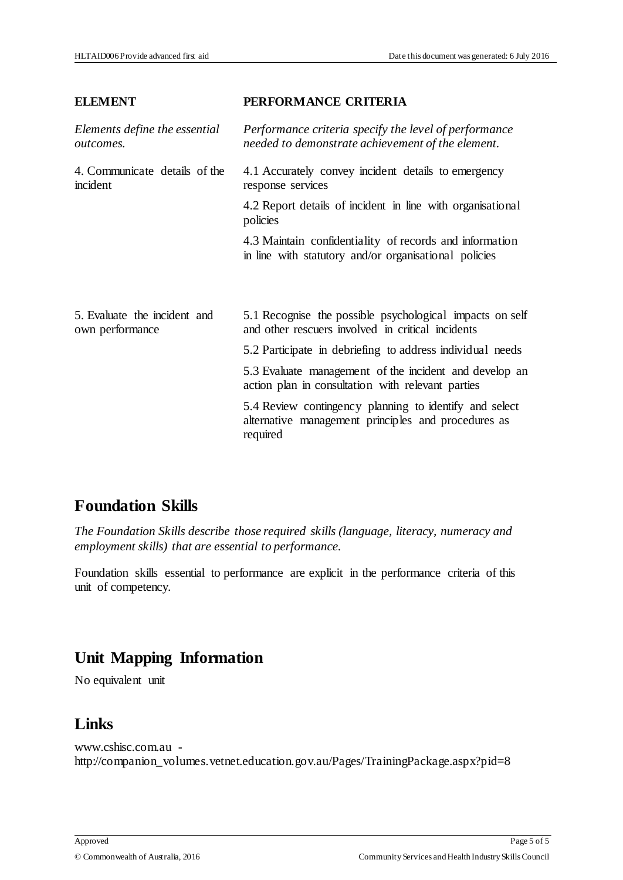| ELEMENT | PERFORMANCE CRITERIA |
| --- | --- |
| *Elements define the essential outcomes.* | *Performance criteria specify the level of performance needed to demonstrate achievement of the element.* |
| 4. Communicate details of the incident | 4.1 Accurately convey incident details to emergency response services |
| | 4.2 Report details of incident in line with organisational policies |
| | 4.3 Maintain confidentiality of records and information in line with statutory and/or organisational policies |
| 5. Evaluate the incident and own performance | 5.1 Recognise the possible psychological impacts on self and other rescuers involved in critical incidents |
| | 5.2 Participate in debriefing to address individual needs |
| | 5.3 Evaluate management of the incident and develop an action plan in consultation with relevant parties |
| | 5.4 Review contingency planning to identify and select alternative management principles and procedures as required |

## Foundation Skills

*The Foundation Skills describe those required skills (language, literacy, numeracy and employment skills) that are essential to performance.*

Foundation skills essential to performance are explicit in the performance criteria of this unit of competency.

## Unit Mapping Information

No equivalent unit

## Links

www.cshisc.com.au - http://companion_volumes.vetnet.education.gov.au/Pages/TrainingPackage.aspx?pid=8